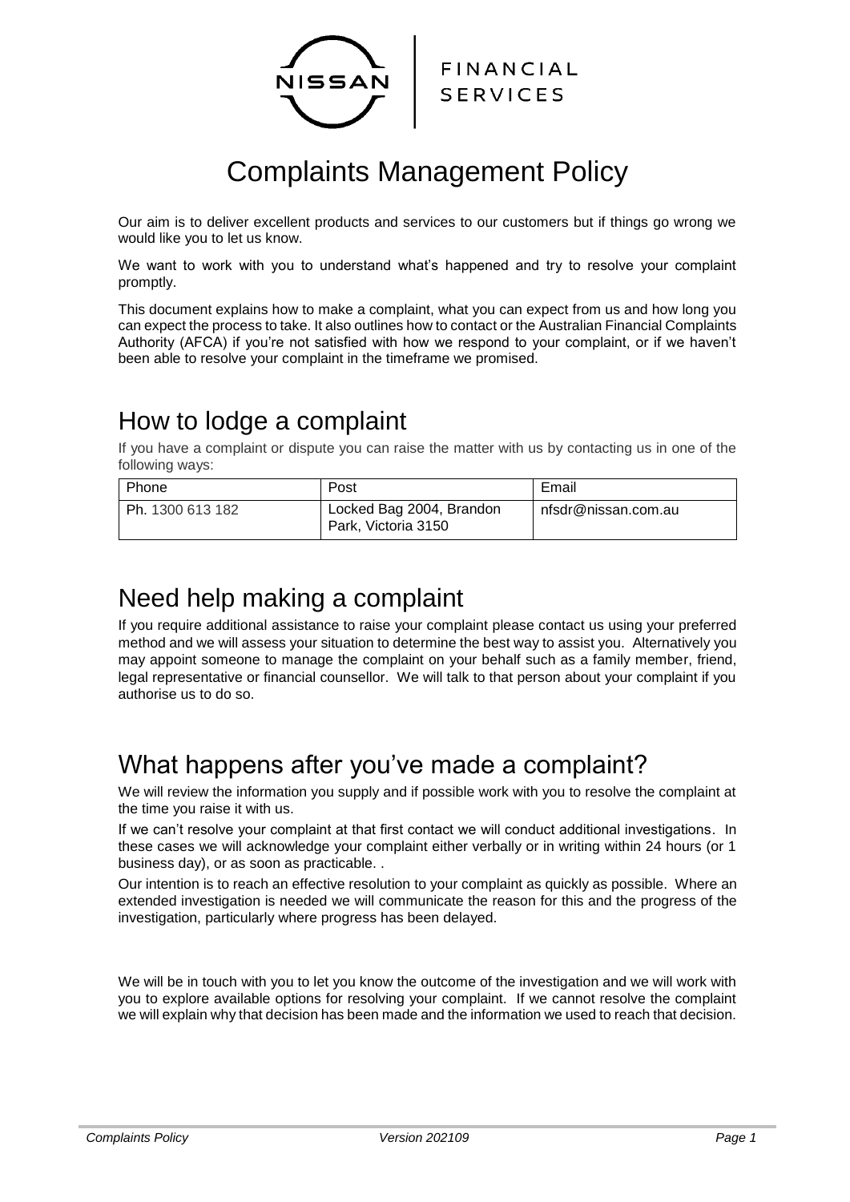# Complaints Management Policy

Our aim is to deliver excellent products and services to our customers but if things go wrong we would like you to let us know.

We want to work with you to understand what's happened and try to resolve your complaint promptly.

This document explains how to make a complaint, what you can expect from us and how long you can expect the process to take. It also outlines how to contact or the Australian Financial Complaints Authority (AFCA) if you're not satisfied with how we respond to your complaint, or if we haven't been able to resolve your complaint in the timeframe we promised.

## How to lodge a complaint

If you have a complaint or dispute you can raise the matter with us by contacting us in one of the following ways:

| Phone | Post | Email |
|---|---|---|
| Ph. 1300 613 182 | Locked Bag 2004, Brandon Park, Victoria 3150 | nfsdr@nissan.com.au |

## Need help making a complaint

If you require additional assistance to raise your complaint please contact us using your preferred method and we will assess your situation to determine the best way to assist you. Alternatively you may appoint someone to manage the complaint on your behalf such as a family member, friend, legal representative or financial counsellor. We will talk to that person about your complaint if you authorise us to do so.

## What happens after you've made a complaint?

We will review the information you supply and if possible work with you to resolve the complaint at the time you raise it with us.

If we can't resolve your complaint at that first contact we will conduct additional investigations. In these cases we will acknowledge your complaint either verbally or in writing within 24 hours (or 1 business day), or as soon as practicable. .

Our intention is to reach an effective resolution to your complaint as quickly as possible. Where an extended investigation is needed we will communicate the reason for this and the progress of the investigation, particularly where progress has been delayed.

We will be in touch with you to let you know the outcome of the investigation and we will work with you to explore available options for resolving your complaint. If we cannot resolve the complaint we will explain why that decision has been made and the information we used to reach that decision.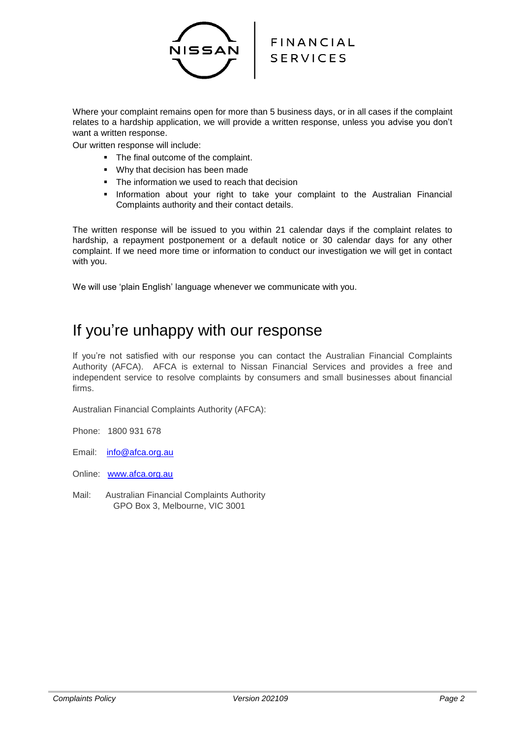Where your complaint remains open for more than 5 business days, or in all cases if the complaint relates to a hardship application, we will provide a written response, unless you advise you don't want a written response.

Our written response will include:

- The final outcome of the complaint.
- Why that decision has been made
- The information we used to reach that decision
- Information about your right to take your complaint to the Australian Financial Complaints authority and their contact details.

The written response will be issued to you within 21 calendar days if the complaint relates to hardship, a repayment postponement or a default notice or 30 calendar days for any other complaint. If we need more time or information to conduct our investigation we will get in contact with you.

We will use 'plain English' language whenever we communicate with you.

# If you're unhappy with our response

If you're not satisfied with our response you can contact the Australian Financial Complaints Authority (AFCA). AFCA is external to Nissan Financial Services and provides a free and independent service to resolve complaints by consumers and small businesses about financial firms.

Australian Financial Complaints Authority (AFCA):

Phone: 1800 931 678

Email: info@afca.org.au

Online: www.afca.org.au

Mail: Australian Financial Complaints Authority
GPO Box 3, Melbourne, VIC 3001